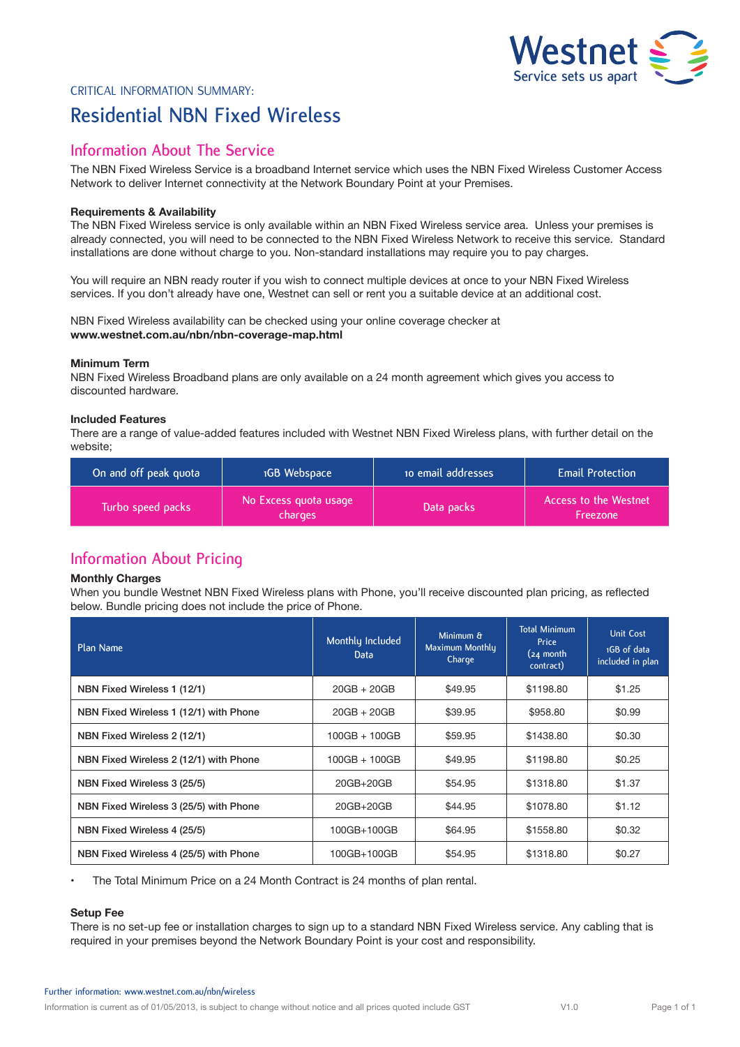Westnet
Service sets us apart

CRITICAL INFORMATION SUMMARY:

# Residential NBN Fixed Wireless

## Information About The Service

The NBN Fixed Wireless Service is a broadband Internet service which uses the NBN Fixed Wireless Customer Access Network to deliver Internet connectivity at the Network Boundary Point at your Premises.

### Requirements & Availability

The NBN Fixed Wireless service is only available within an NBN Fixed Wireless service area. Unless your premises is already connected, you will need to be connected to the NBN Fixed Wireless Network to receive this service. Standard installations are done without charge to you. Non-standard installations may require you to pay charges.

You will require an NBN ready router if you wish to connect multiple devices at once to your NBN Fixed Wireless services. If you don't already have one, Westnet can sell or rent you a suitable device at an additional cost.

NBN Fixed Wireless availability can be checked using your online coverage checker at **www.westnet.com.au/nbn/nbn-coverage-map.html**

### Minimum Term

NBN Fixed Wireless Broadband plans are only available on a 24 month agreement which gives you access to discounted hardware.

### Included Features

There are a range of value-added features included with Westnet NBN Fixed Wireless plans, with further detail on the website;

| On and off peak quota | 1GB Webspace | 10 email addresses | Email Protection |
|---|---|---|---|
| Turbo speed packs | No Excess quota usage charges | Data packs | Access to the Westnet Freezone |

## Information About Pricing

### Monthly Charges

When you bundle Westnet NBN Fixed Wireless plans with Phone, you'll receive discounted plan pricing, as reflected below. Bundle pricing does not include the price of Phone.

| Plan Name | Monthly Included Data | Minimum & Maximum Monthly Charge | Total Minimum Price (24 month contract) | Unit Cost 1GB of data included in plan |
|---|---|---|---|---|
| NBN Fixed Wireless 1 (12/1) | 20GB + 20GB | $49.95 | $1198.80 | $1.25 |
| NBN Fixed Wireless 1 (12/1) with Phone | 20GB + 20GB | $39.95 | $958.80 | $0.99 |
| NBN Fixed Wireless 2 (12/1) | 100GB + 100GB | $59.95 | $1438.80 | $0.30 |
| NBN Fixed Wireless 2 (12/1) with Phone | 100GB + 100GB | $49.95 | $1198.80 | $0.25 |
| NBN Fixed Wireless 3 (25/5) | 20GB+20GB | $54.95 | $1318.80 | $1.37 |
| NBN Fixed Wireless 3 (25/5) with Phone | 20GB+20GB | $44.95 | $1078.80 | $1.12 |
| NBN Fixed Wireless 4 (25/5) | 100GB+100GB | $64.95 | $1558.80 | $0.32 |
| NBN Fixed Wireless 4 (25/5) with Phone | 100GB+100GB | $54.95 | $1318.80 | $0.27 |

- The Total Minimum Price on a 24 Month Contract is 24 months of plan rental.

### Setup Fee

There is no set-up fee or installation charges to sign up to a standard NBN Fixed Wireless service. Any cabling that is required in your premises beyond the Network Boundary Point is your cost and responsibility.

Further information: www.westnet.com.au/nbn/wireless

Information is current as of 01/05/2013, is subject to change without notice and all prices quoted include GST V1.0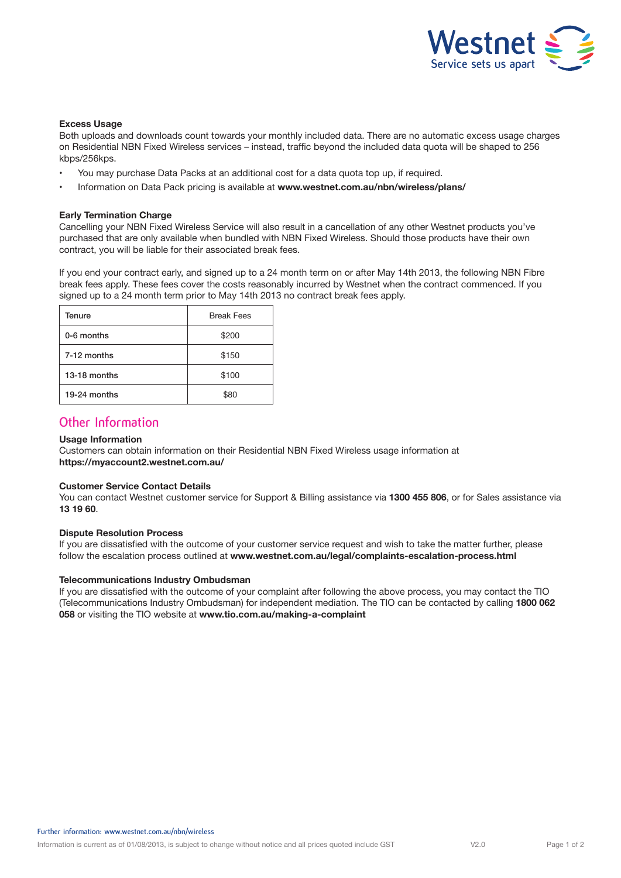### Excess Usage

Both uploads and downloads count towards your monthly included data. There are no automatic excess usage charges on Residential NBN Fixed Wireless services – instead, traffic beyond the included data quota will be shaped to 256 kbps/256kps.

- You may purchase Data Packs at an additional cost for a data quota top up, if required.
- Information on Data Pack pricing is available at **www.westnet.com.au/nbn/wireless/plans/**

### Early Termination Charge

Cancelling your NBN Fixed Wireless Service will also result in a cancellation of any other Westnet products you've purchased that are only available when bundled with NBN Fixed Wireless. Should those products have their own contract, you will be liable for their associated break fees.

If you end your contract early, and signed up to a 24 month term on or after May 14th 2013, the following NBN Fibre break fees apply. These fees cover the costs reasonably incurred by Westnet when the contract commenced. If you signed up to a 24 month term prior to May 14th 2013 no contract break fees apply.

| Tenure | Break Fees |
| --- | --- |
| 0-6 months | $200 |
| 7-12 months | $150 |
| 13-18 months | $100 |
| 19-24 months | $80 |

## Other Information

### Usage Information

Customers can obtain information on their Residential NBN Fixed Wireless usage information at **https://myaccount2.westnet.com.au/**

### Customer Service Contact Details

You can contact Westnet customer service for Support & Billing assistance via **1300 455 806**, or for Sales assistance via **13 19 60**.

### Dispute Resolution Process

If you are dissatisfied with the outcome of your customer service request and wish to take the matter further, please follow the escalation process outlined at **www.westnet.com.au/legal/complaints-escalation-process.html**

### Telecommunications Industry Ombudsman

If you are dissatisfied with the outcome of your complaint after following the above process, you may contact the TIO (Telecommunications Industry Ombudsman) for independent mediation. The TIO can be contacted by calling **1800 062 058** or visiting the TIO website at **www.tio.com.au/making-a-complaint**